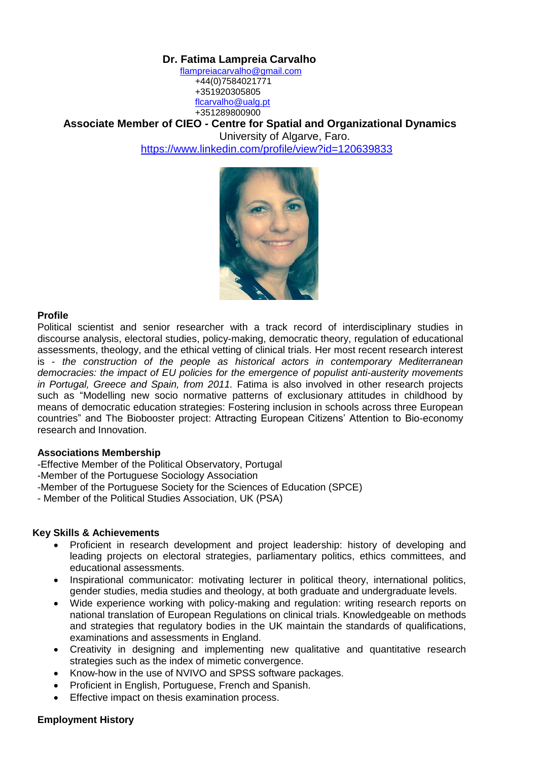# Dr. Fatima Lampreia Carvalho

flampreiacarvalho@gmail.com
+44(0)7584021771
+351920305805
flcarvalho@ualg.pt
+351289800900

**Associate Member of CIEO - Centre for Spatial and Organizational Dynamics**

University of Algarve, Faro.

https://www.linkedin.com/profile/view?id=120639833

## Profile

Political scientist and senior researcher with a track record of interdisciplinary studies in discourse analysis, electoral studies, policy-making, democratic theory, regulation of educational assessments, theology, and the ethical vetting of clinical trials. Her most recent research interest is - *the construction of the people as historical actors in contemporary Mediterranean democracies: the impact of EU policies for the emergence of populist anti-austerity movements in Portugal, Greece and Spain, from 2011.* Fatima is also involved in other research projects such as "Modelling new socio normative patterns of exclusionary attitudes in childhood by means of democratic education strategies: Fostering inclusion in schools across three European countries" and The Biobooster project: Attracting European Citizens' Attention to Bio-economy research and Innovation.

## Associations Membership

-Effective Member of the Political Observatory, Portugal
-Member of the Portuguese Sociology Association
-Member of the Portuguese Society for the Sciences of Education (SPCE)
- Member of the Political Studies Association, UK (PSA)

## Key Skills & Achievements

- Proficient in research development and project leadership: history of developing and leading projects on electoral strategies, parliamentary politics, ethics committees, and educational assessments.
- Inspirational communicator: motivating lecturer in political theory, international politics, gender studies, media studies and theology, at both graduate and undergraduate levels.
- Wide experience working with policy-making and regulation: writing research reports on national translation of European Regulations on clinical trials. Knowledgeable on methods and strategies that regulatory bodies in the UK maintain the standards of qualifications, examinations and assessments in England.
- Creativity in designing and implementing new qualitative and quantitative research strategies such as the index of mimetic convergence.
- Know-how in the use of NVIVO and SPSS software packages.
- Proficient in English, Portuguese, French and Spanish.
- Effective impact on thesis examination process.

## Employment History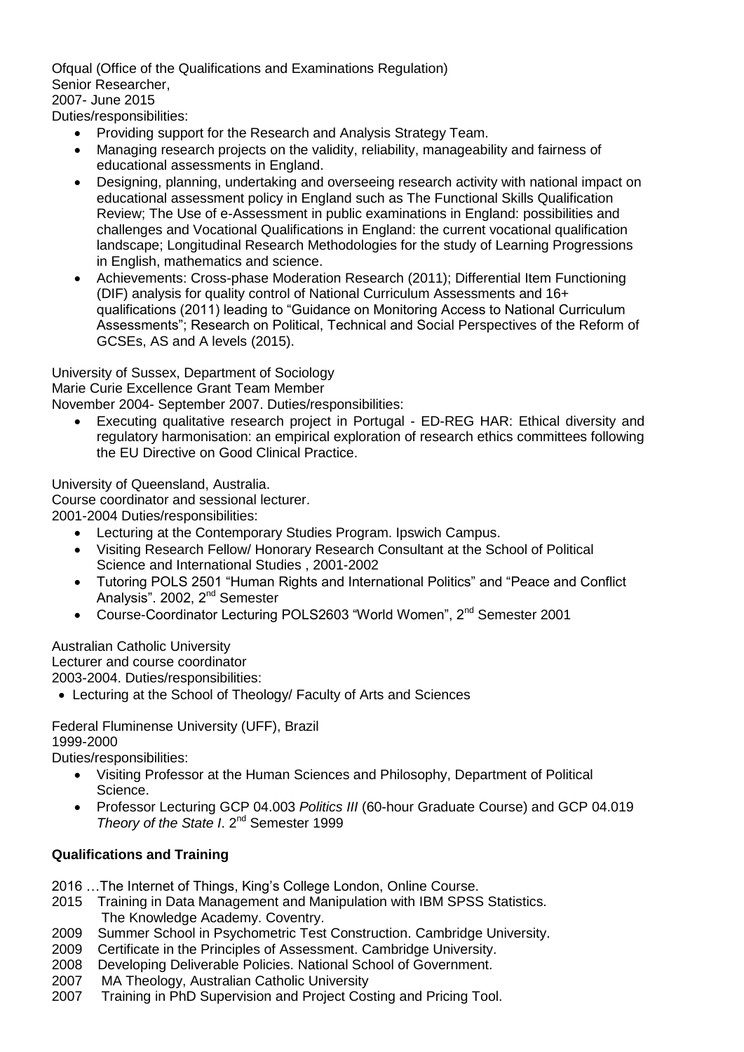Ofqual (Office of the Qualifications and Examinations Regulation)
Senior Researcher,
2007- June 2015
Duties/responsibilities:

- Providing support for the Research and Analysis Strategy Team.
- Managing research projects on the validity, reliability, manageability and fairness of educational assessments in England.
- Designing, planning, undertaking and overseeing research activity with national impact on educational assessment policy in England such as The Functional Skills Qualification Review; The Use of e-Assessment in public examinations in England: possibilities and challenges and Vocational Qualifications in England: the current vocational qualification landscape; Longitudinal Research Methodologies for the study of Learning Progressions in English, mathematics and science.
- Achievements: Cross-phase Moderation Research (2011); Differential Item Functioning (DIF) analysis for quality control of National Curriculum Assessments and 16+ qualifications (2011) leading to "Guidance on Monitoring Access to National Curriculum Assessments"; Research on Political, Technical and Social Perspectives of the Reform of GCSEs, AS and A levels (2015).

University of Sussex, Department of Sociology
Marie Curie Excellence Grant Team Member
November 2004- September 2007. Duties/responsibilities:

- Executing qualitative research project in Portugal - ED-REG HAR: Ethical diversity and regulatory harmonisation: an empirical exploration of research ethics committees following the EU Directive on Good Clinical Practice.

University of Queensland, Australia.
Course coordinator and sessional lecturer.
2001-2004 Duties/responsibilities:

- Lecturing at the Contemporary Studies Program. Ipswich Campus.
- Visiting Research Fellow/ Honorary Research Consultant at the School of Political Science and International Studies , 2001-2002
- Tutoring POLS 2501 "Human Rights and International Politics" and "Peace and Conflict Analysis". 2002, 2nd Semester
- Course-Coordinator Lecturing POLS2603 "World Women", 2nd Semester 2001

Australian Catholic University
Lecturer and course coordinator
2003-2004. Duties/responsibilities:

- Lecturing at the School of Theology/ Faculty of Arts and Sciences

Federal Fluminense University (UFF), Brazil
1999-2000
Duties/responsibilities:

- Visiting Professor at the Human Sciences and Philosophy, Department of Political Science.
- Professor Lecturing GCP 04.003 *Politics III* (60-hour Graduate Course) and GCP 04.019 *Theory of the State I*. 2nd Semester 1999

**Qualifications and Training**

2016 …The Internet of Things, King's College London, Online Course.
2015 Training in Data Management and Manipulation with IBM SPSS Statistics. The Knowledge Academy. Coventry.
2009 Summer School in Psychometric Test Construction. Cambridge University.
2009 Certificate in the Principles of Assessment. Cambridge University.
2008 Developing Deliverable Policies. National School of Government.
2007 MA Theology, Australian Catholic University
2007 Training in PhD Supervision and Project Costing and Pricing Tool.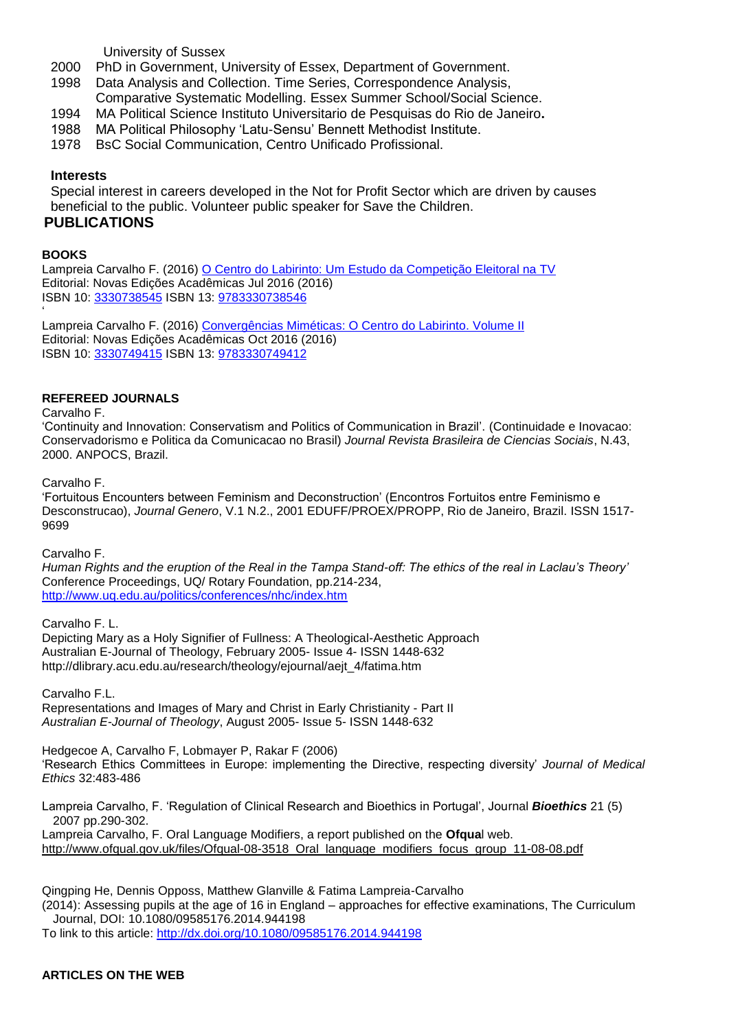University of Sussex

2000 PhD in Government, University of Essex, Department of Government.
1998 Data Analysis and Collection. Time Series, Correspondence Analysis, Comparative Systematic Modelling. Essex Summer School/Social Science.
1994 MA Political Science Instituto Universitario de Pesquisas do Rio de Janeiro**.**
1988 MA Political Philosophy 'Latu-Sensu' Bennett Methodist Institute.
1978 BsC Social Communication, Centro Unificado Profissional.

**Interests**

Special interest in careers developed in the Not for Profit Sector which are driven by causes beneficial to the public. Volunteer public speaker for Save the Children.

## PUBLICATIONS

**BOOKS**

Lampreia Carvalho F. (2016) O Centro do Labirinto: Um Estudo da Competição Eleitoral na TV
Editorial: Novas Edições Acadêmicas Jul 2016 (2016)
ISBN 10: 3330738545 ISBN 13: 9783330738546

Lampreia Carvalho F. (2016) Convergências Miméticas: O Centro do Labirinto. Volume II
Editorial: Novas Edições Acadêmicas Oct 2016 (2016)
ISBN 10: 3330749415 ISBN 13: 9783330749412

**REFEREED JOURNALS**

Carvalho F.
'Continuity and Innovation: Conservatism and Politics of Communication in Brazil'. (Continuidade e Inovacao: Conservadorismo e Politica da Comunicacao no Brasil) *Journal Revista Brasileira de Ciencias Sociais*, N.43, 2000. ANPOCS, Brazil.

Carvalho F.
'Fortuitous Encounters between Feminism and Deconstruction' (Encontros Fortuitos entre Feminismo e Desconstrucao), *Journal Genero*, V.1 N.2., 2001 EDUFF/PROEX/PROPP, Rio de Janeiro, Brazil. ISSN 1517-9699

Carvalho F.
*Human Rights and the eruption of the Real in the Tampa Stand-off: The ethics of the real in Laclau's Theory'* Conference Proceedings, UQ/ Rotary Foundation, pp.214-234,
http://www.uq.edu.au/politics/conferences/nhc/index.htm

Carvalho F. L.
Depicting Mary as a Holy Signifier of Fullness: A Theological-Aesthetic Approach
Australian E-Journal of Theology, February 2005- Issue 4- ISSN 1448-632
http://dlibrary.acu.edu.au/research/theology/ejournal/aejt_4/fatima.htm

Carvalho F.L.
Representations and Images of Mary and Christ in Early Christianity - Part II
*Australian E-Journal of Theology*, August 2005- Issue 5- ISSN 1448-632

Hedgecoe A, Carvalho F, Lobmayer P, Rakar F (2006)
'Research Ethics Committees in Europe: implementing the Directive, respecting diversity' *Journal of Medical Ethics* 32:483-486

Lampreia Carvalho, F. 'Regulation of Clinical Research and Bioethics in Portugal', Journal ***Bioethics*** 21 (5) 2007 pp.290-302.
Lampreia Carvalho, F. Oral Language Modifiers, a report published on the **Ofqua**l web.
http://www.ofqual.gov.uk/files/Ofqual-08-3518_Oral_language_modifiers_focus_group_11-08-08.pdf

Qingping He, Dennis Opposs, Matthew Glanville & Fatima Lampreia-Carvalho
(2014): Assessing pupils at the age of 16 in England – approaches for effective examinations, The Curriculum Journal, DOI: 10.1080/09585176.2014.944198
To link to this article: http://dx.doi.org/10.1080/09585176.2014.944198

**ARTICLES ON THE WEB**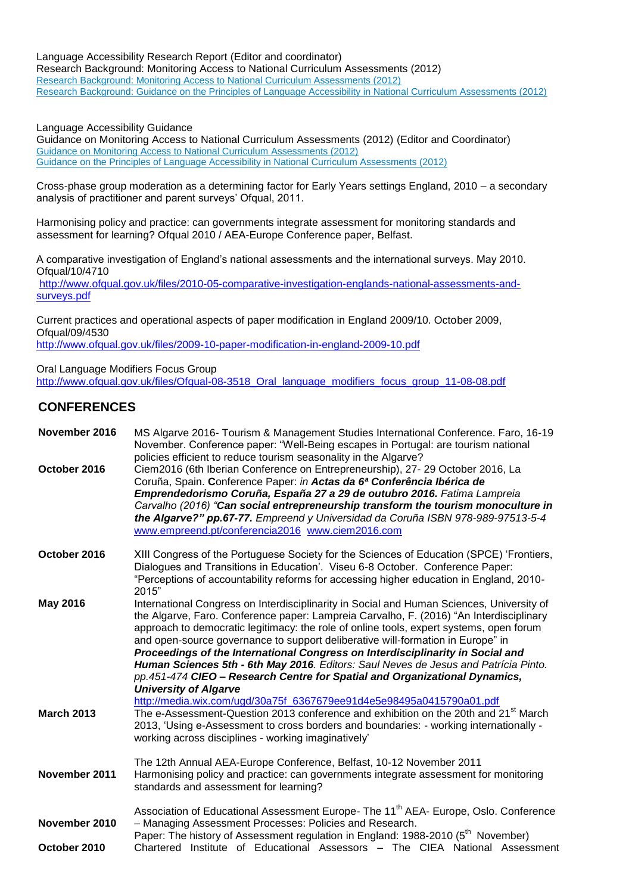Language Accessibility Research Report (Editor and coordinator)
Research Background: Monitoring Access to National Curriculum Assessments (2012)
[Research Background: Monitoring Access to National Curriculum Assessments (2012)]
[Research Background: Guidance on the Principles of Language Accessibility in National Curriculum Assessments (2012)]

Language Accessibility Guidance
Guidance on Monitoring Access to National Curriculum Assessments (2012) (Editor and Coordinator)
[Guidance on Monitoring Access to National Curriculum Assessments (2012)]
[Guidance on the Principles of Language Accessibility in National Curriculum Assessments (2012)]

Cross-phase group moderation as a determining factor for Early Years settings England, 2010 – a secondary analysis of practitioner and parent surveys' Ofqual, 2011.

Harmonising policy and practice: can governments integrate assessment for monitoring standards and assessment for learning? Ofqual 2010 / AEA-Europe Conference paper, Belfast.

A comparative investigation of England's national assessments and the international surveys. May 2010. Ofqual/10/4710
http://www.ofqual.gov.uk/files/2010-05-comparative-investigation-englands-national-assessments-and-surveys.pdf

Current practices and operational aspects of paper modification in England 2009/10. October 2009, Ofqual/09/4530
http://www.ofqual.gov.uk/files/2009-10-paper-modification-in-england-2009-10.pdf

Oral Language Modifiers Focus Group
http://www.ofqual.gov.uk/files/Ofqual-08-3518_Oral_language_modifiers_focus_group_11-08-08.pdf

## CONFERENCES

**November 2016** — MS Algarve 2016- Tourism & Management Studies International Conference. Faro, 16-19 November. Conference paper: "Well-Being escapes in Portugal: are tourism national policies efficient to reduce tourism seasonality in the Algarve?

**October 2016** — Ciem2016 (6th Iberian Conference on Entrepreneurship), 27- 29 October 2016, La Coruña, Spain. **C**onference Paper: *in* ***Actas da 6ª Conferência Ibérica de Emprendedorismo Coruña, España 27 a 29 de outubro 2016.*** *Fatima Lampreia Carvalho (2016) "****Can social entrepreneurship transform the tourism monoculture in the Algarve?" pp.67-77.*** *Empreend y Universidad da Coruña ISBN 978-989-97513-5-4* www.empreend.pt/conferencia2016 www.ciem2016.com

**October 2016** — XIII Congress of the Portuguese Society for the Sciences of Education (SPCE) 'Frontiers, Dialogues and Transitions in Education'. Viseu 6-8 October. Conference Paper: "Perceptions of accountability reforms for accessing higher education in England, 2010-2015"

**May 2016** — International Congress on Interdisciplinarity in Social and Human Sciences, University of the Algarve, Faro. Conference paper: Lampreia Carvalho, F. (2016) "An Interdisciplinary approach to democratic legitimacy: the role of online tools, expert systems, open forum and open-source governance to support deliberative will-formation in Europe" in ***Proceedings of the International Congress on Interdisciplinarity in Social and Human Sciences 5th - 6th May 2016****. Editors: Saul Neves de Jesus and Patrícia Pinto. pp.451-474* ***CIEO – Research Centre for Spatial and Organizational Dynamics, University of Algarve***
http://media.wix.com/ugd/30a75f_6367679ee91d4e5e98495a0415790a01.pdf

**March 2013** — The e-Assessment-Question 2013 conference and exhibition on the 20th and 21st March 2013, 'Using e-Assessment to cross borders and boundaries: - working internationally - working across disciplines - working imaginatively'

**November 2011** — The 12th Annual AEA-Europe Conference, Belfast, 10-12 November 2011 Harmonising policy and practice: can governments integrate assessment for monitoring standards and assessment for learning?

**November 2010** — Association of Educational Assessment Europe- The 11th AEA- Europe, Oslo. Conference – Managing Assessment Processes: Policies and Research. Paper: The history of Assessment regulation in England: 1988-2010 (5th November)

**October 2010** — Chartered Institute of Educational Assessors – The CIEA National Assessment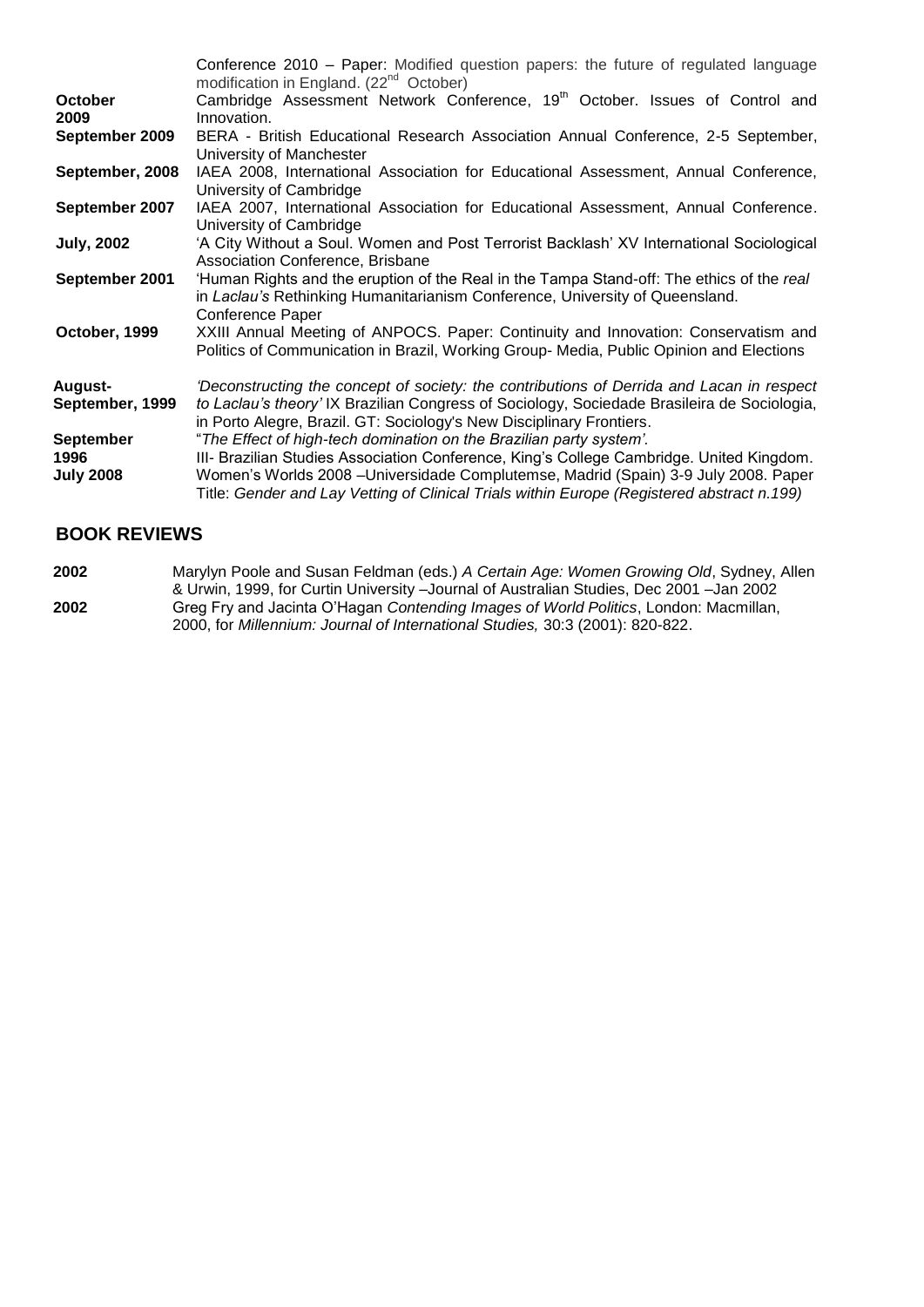| | |
|---|---|
| | Conference 2010 – Paper: Modified question papers: the future of regulated language modification in England. (22nd October) |
| **October 2009** | Cambridge Assessment Network Conference, 19th October. Issues of Control and Innovation. |
| **September 2009** | BERA - British Educational Research Association Annual Conference, 2-5 September, University of Manchester |
| **September, 2008** | IAEA 2008, International Association for Educational Assessment, Annual Conference, University of Cambridge |
| **September 2007** | IAEA 2007, International Association for Educational Assessment, Annual Conference. University of Cambridge |
| **July, 2002** | 'A City Without a Soul. Women and Post Terrorist Backlash' XV International Sociological Association Conference, Brisbane |
| **September 2001** | 'Human Rights and the eruption of the Real in the Tampa Stand-off: The ethics of the *real* in *Laclau's* Rethinking Humanitarianism Conference, University of Queensland. Conference Paper |
| **October, 1999** | XXIII Annual Meeting of ANPOCS. Paper: Continuity and Innovation: Conservatism and Politics of Communication in Brazil, Working Group- Media, Public Opinion and Elections |
| **August-September, 1999** | *'Deconstructing the concept of society: the contributions of Derrida and Lacan in respect to Laclau's theory'* IX Brazilian Congress of Sociology, Sociedade Brasileira de Sociologia, in Porto Alegre, Brazil. GT: Sociology's New Disciplinary Frontiers. |
| **September 1996** | "*The Effect of high-tech domination on the Brazilian party system'.* III- Brazilian Studies Association Conference, King's College Cambridge. United Kingdom. |
| **July 2008** | Women's Worlds 2008 –Universidade Complutemse, Madrid (Spain) 3-9 July 2008. Paper Title: *Gender and Lay Vetting of Clinical Trials within Europe (Registered abstract n.199)* |

## BOOK REVIEWS

| | |
|---|---|
| **2002** | Marylyn Poole and Susan Feldman (eds.) *A Certain Age: Women Growing Old*, Sydney, Allen & Urwin, 1999, for Curtin University –Journal of Australian Studies, Dec 2001 –Jan 2002 |
| **2002** | Greg Fry and Jacinta O'Hagan *Contending Images of World Politics*, London: Macmillan, 2000, for *Millennium: Journal of International Studies,* 30:3 (2001): 820-822. |